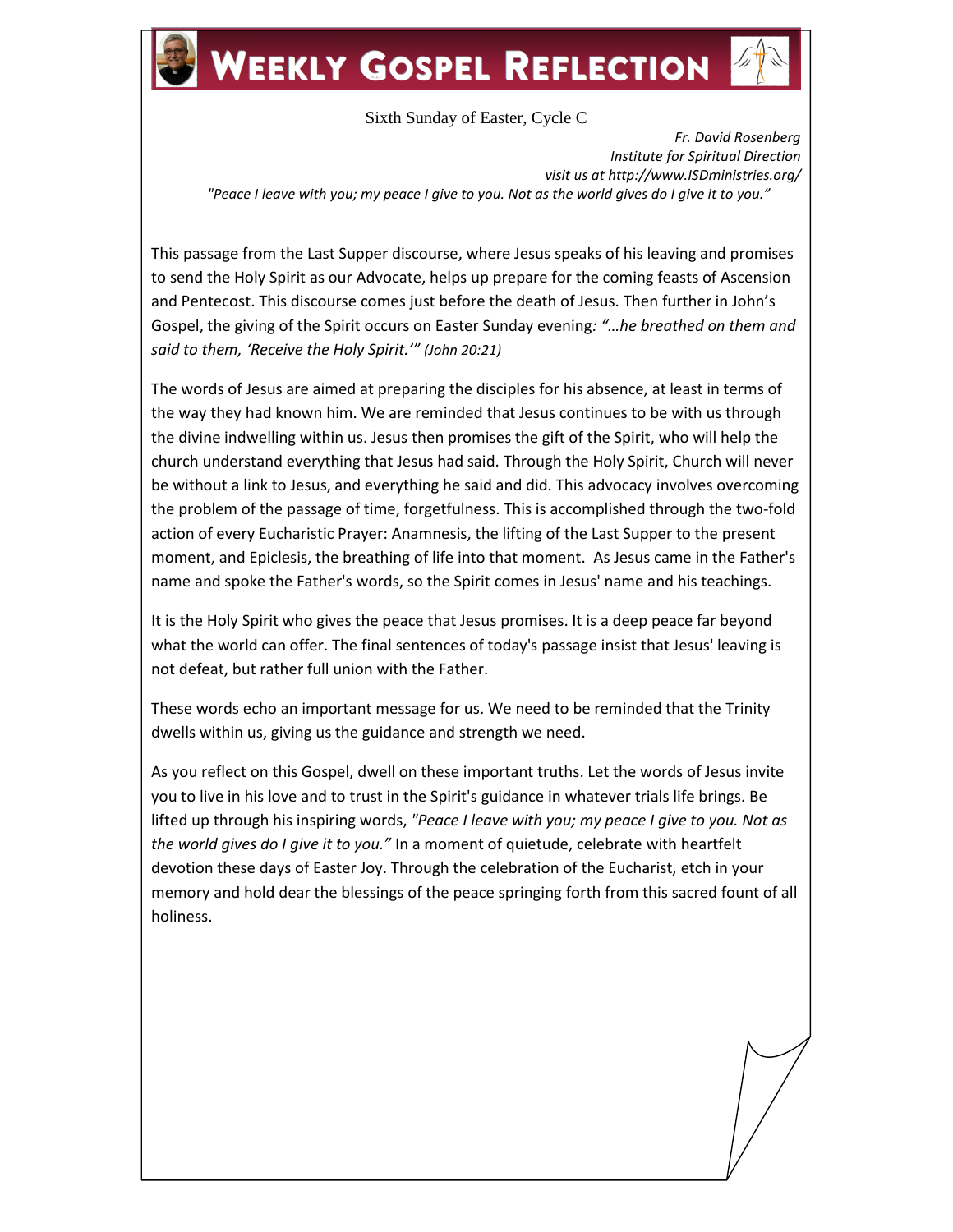# Weekly Gospel Reflection

Sixth Sunday of Easter, Cycle C

*Fr. David Rosenberg*
*Institute for Spiritual Direction*
*visit us at http://www.ISDministries.org/*

*"Peace I leave with you; my peace I give to you. Not as the world gives do I give it to you."*

This passage from the Last Supper discourse, where Jesus speaks of his leaving and promises to send the Holy Spirit as our Advocate, helps up prepare for the coming feasts of Ascension and Pentecost. This discourse comes just before the death of Jesus. Then further in John's Gospel, the giving of the Spirit occurs on Easter Sunday evening*: "…he breathed on them and said to them, 'Receive the Holy Spirit.'" (John 20:21)*

The words of Jesus are aimed at preparing the disciples for his absence, at least in terms of the way they had known him. We are reminded that Jesus continues to be with us through the divine indwelling within us. Jesus then promises the gift of the Spirit, who will help the church understand everything that Jesus had said. Through the Holy Spirit, Church will never be without a link to Jesus, and everything he said and did. This advocacy involves overcoming the problem of the passage of time, forgetfulness. This is accomplished through the two-fold action of every Eucharistic Prayer: Anamnesis, the lifting of the Last Supper to the present moment, and Epiclesis, the breathing of life into that moment. As Jesus came in the Father's name and spoke the Father's words, so the Spirit comes in Jesus' name and his teachings.

It is the Holy Spirit who gives the peace that Jesus promises. It is a deep peace far beyond what the world can offer. The final sentences of today's passage insist that Jesus' leaving is not defeat, but rather full union with the Father.

These words echo an important message for us. We need to be reminded that the Trinity dwells within us, giving us the guidance and strength we need.

As you reflect on this Gospel, dwell on these important truths. Let the words of Jesus invite you to live in his love and to trust in the Spirit's guidance in whatever trials life brings. Be lifted up through his inspiring words, *"Peace I leave with you; my peace I give to you. Not as the world gives do I give it to you."* In a moment of quietude, celebrate with heartfelt devotion these days of Easter Joy. Through the celebration of the Eucharist, etch in your memory and hold dear the blessings of the peace springing forth from this sacred fount of all holiness.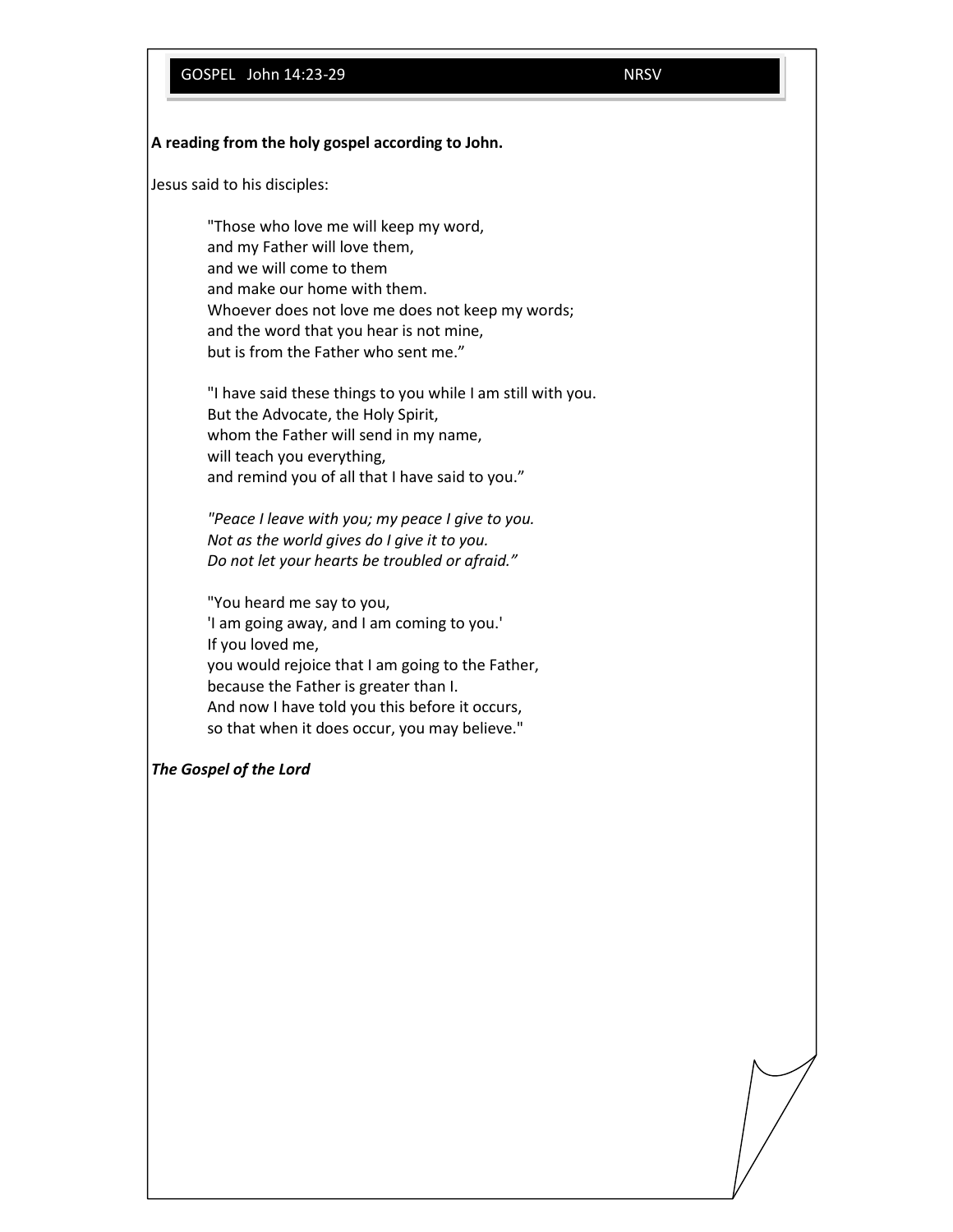GOSPEL John 14:23-29 NRSV

**A reading from the holy gospel according to John.**

Jesus said to his disciples:

"Those who love me will keep my word,
and my Father will love them,
and we will come to them
and make our home with them.
Whoever does not love me does not keep my words;
and the word that you hear is not mine,
but is from the Father who sent me."

"I have said these things to you while I am still with you.
But the Advocate, the Holy Spirit,
whom the Father will send in my name,
will teach you everything,
and remind you of all that I have said to you."

*"Peace I leave with you; my peace I give to you.*
*Not as the world gives do I give it to you.*
*Do not let your hearts be troubled or afraid."*

"You heard me say to you,
'I am going away, and I am coming to you.'
If you loved me,
you would rejoice that I am going to the Father,
because the Father is greater than I.
And now I have told you this before it occurs,
so that when it does occur, you may believe."

***The Gospel of the Lord***